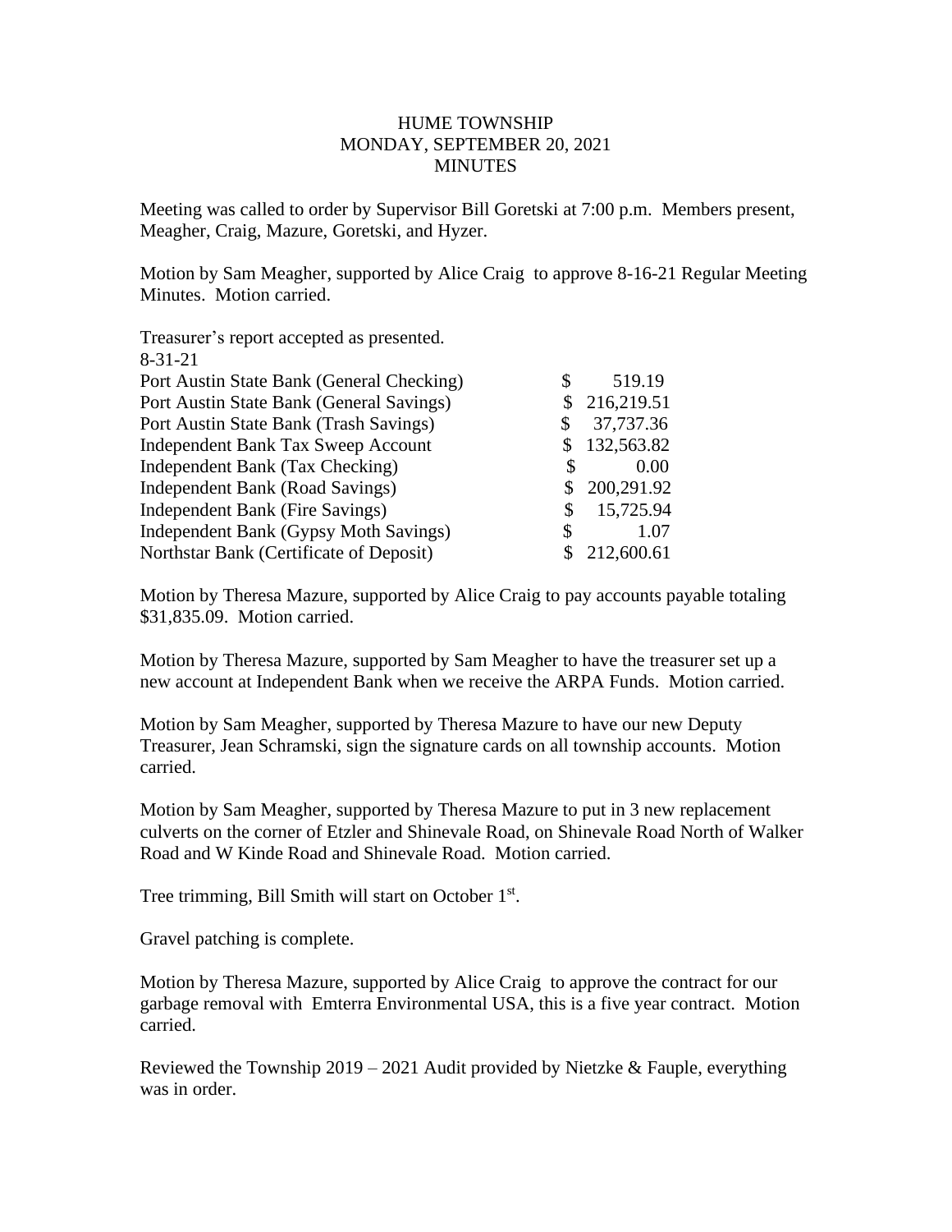HUME TOWNSHIP
MONDAY, SEPTEMBER 20, 2021
MINUTES

Meeting was called to order by Supervisor Bill Goretski at 7:00 p.m. Members present, Meagher, Craig, Mazure, Goretski, and Hyzer.

Motion by Sam Meagher, supported by Alice Craig to approve 8-16-21 Regular Meeting Minutes. Motion carried.

Treasurer's report accepted as presented.

| 8-31-21 | |
|---|---|
| Port Austin State Bank (General Checking) | $ 519.19 |
| Port Austin State Bank (General Savings) | $ 216,219.51 |
| Port Austin State Bank (Trash Savings) | $ 37,737.36 |
| Independent Bank Tax Sweep Account | $ 132,563.82 |
| Independent Bank (Tax Checking) | $ 0.00 |
| Independent Bank (Road Savings) | $ 200,291.92 |
| Independent Bank (Fire Savings) | $ 15,725.94 |
| Independent Bank (Gypsy Moth Savings) | $ 1.07 |
| Northstar Bank (Certificate of Deposit) | $ 212,600.61 |

Motion by Theresa Mazure, supported by Alice Craig to pay accounts payable totaling $31,835.09. Motion carried.

Motion by Theresa Mazure, supported by Sam Meagher to have the treasurer set up a new account at Independent Bank when we receive the ARPA Funds. Motion carried.

Motion by Sam Meagher, supported by Theresa Mazure to have our new Deputy Treasurer, Jean Schramski, sign the signature cards on all township accounts. Motion carried.

Motion by Sam Meagher, supported by Theresa Mazure to put in 3 new replacement culverts on the corner of Etzler and Shinevale Road, on Shinevale Road North of Walker Road and W Kinde Road and Shinevale Road. Motion carried.

Tree trimming, Bill Smith will start on October 1st.

Gravel patching is complete.

Motion by Theresa Mazure, supported by Alice Craig to approve the contract for our garbage removal with Emterra Environmental USA, this is a five year contract. Motion carried.

Reviewed the Township 2019 – 2021 Audit provided by Nietzke & Fauple, everything was in order.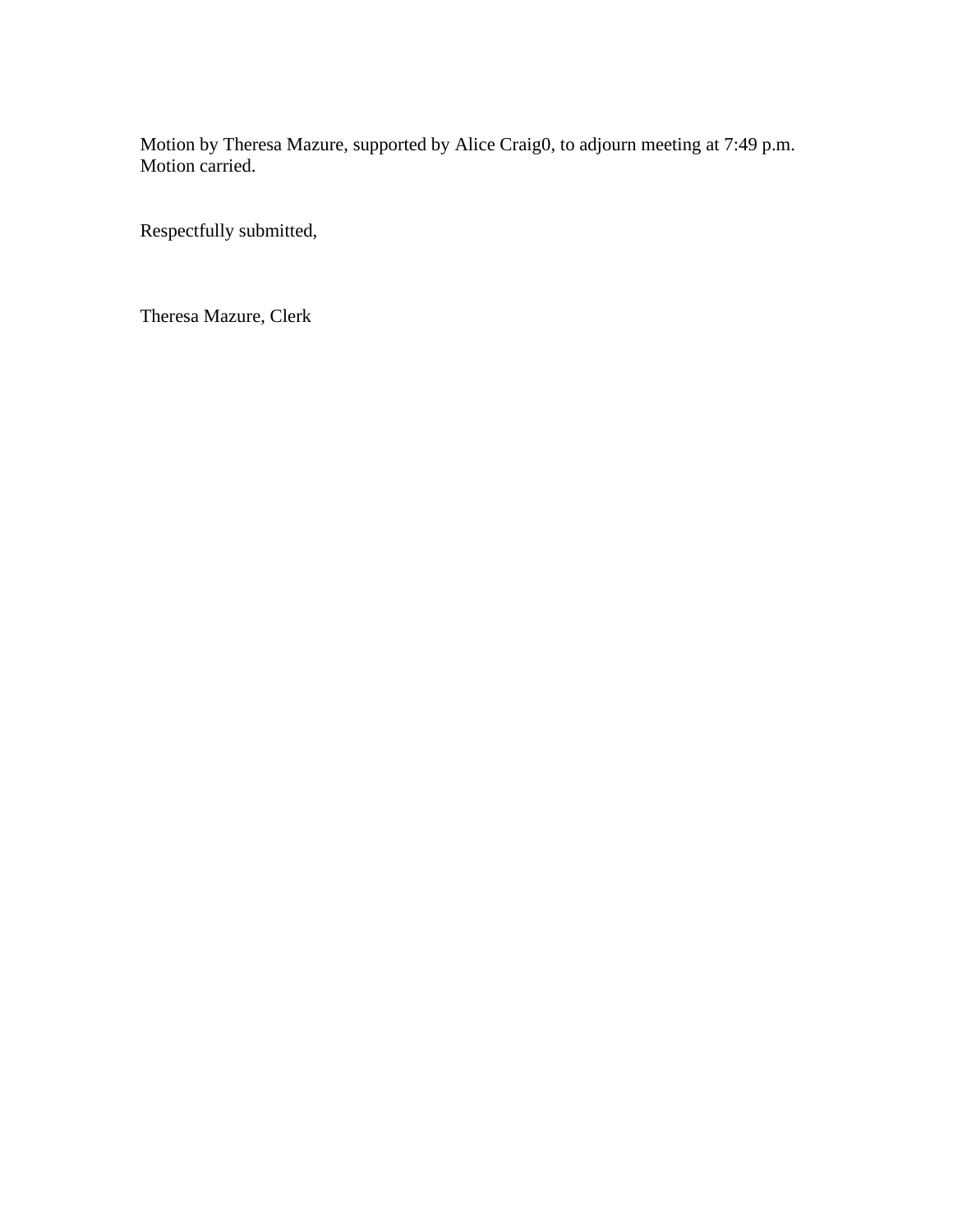Motion by Theresa Mazure, supported by Alice Craig0, to adjourn meeting at 7:49 p.m.
Motion carried.

Respectfully submitted,

Theresa Mazure, Clerk